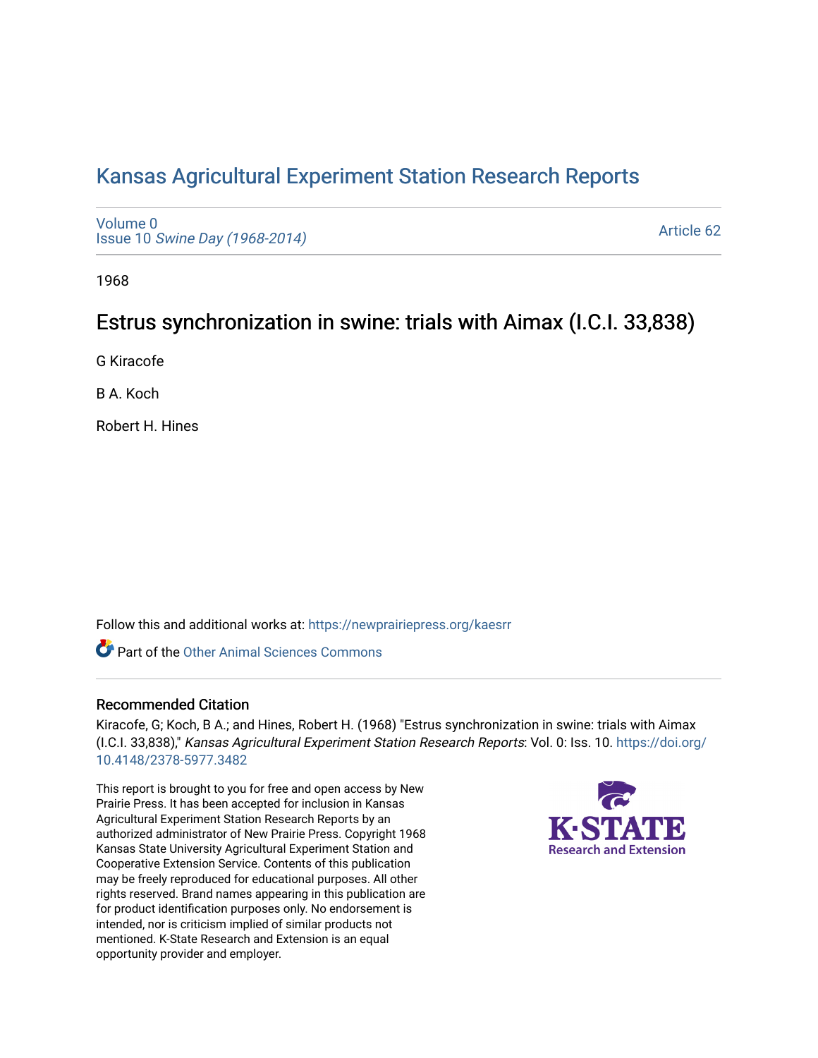# Kansas Agricultural Experiment Station Research Reports

Volume 0
Issue 10 *Swine Day (1968-2014)*

Article 62

1968

## Estrus synchronization in swine: trials with Aimax (I.C.I. 33,838)

G Kiracofe

B A. Koch

Robert H. Hines

Follow this and additional works at: https://newprairiepress.org/kaesrr

Part of the Other Animal Sciences Commons

### Recommended Citation

Kiracofe, G; Koch, B A.; and Hines, Robert H. (1968) "Estrus synchronization in swine: trials with Aimax (I.C.I. 33,838)," *Kansas Agricultural Experiment Station Research Reports*: Vol. 0: Iss. 10. https://doi.org/10.4148/2378-5977.3482

This report is brought to you for free and open access by New Prairie Press. It has been accepted for inclusion in Kansas Agricultural Experiment Station Research Reports by an authorized administrator of New Prairie Press. Copyright 1968 Kansas State University Agricultural Experiment Station and Cooperative Extension Service. Contents of this publication may be freely reproduced for educational purposes. All other rights reserved. Brand names appearing in this publication are for product identification purposes only. No endorsement is intended, nor is criticism implied of similar products not mentioned. K-State Research and Extension is an equal opportunity provider and employer.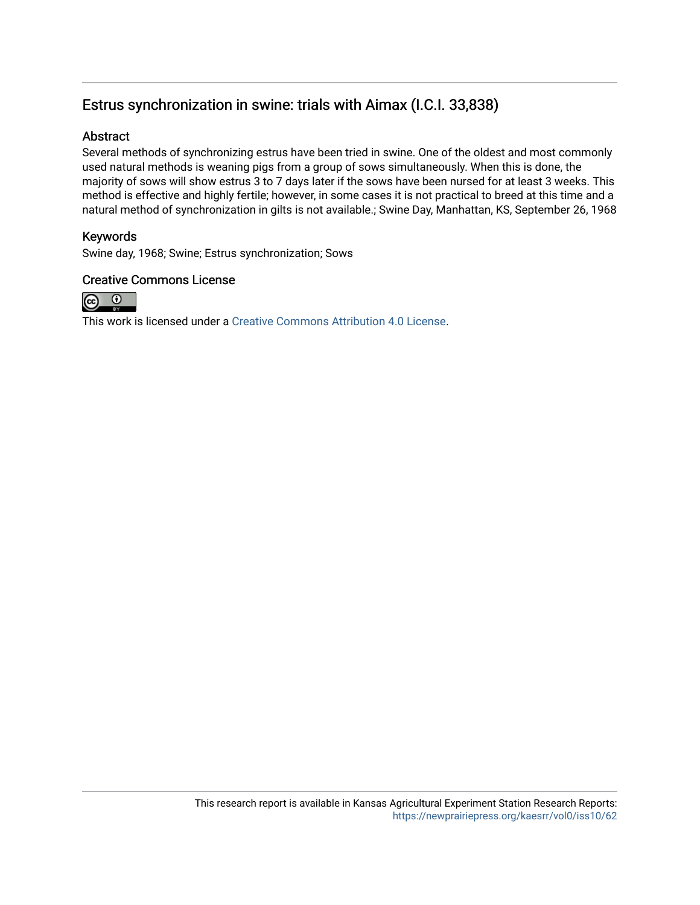## Estrus synchronization in swine: trials with Aimax (I.C.I. 33,838)

### Abstract

Several methods of synchronizing estrus have been tried in swine. One of the oldest and most commonly used natural methods is weaning pigs from a group of sows simultaneously. When this is done, the majority of sows will show estrus 3 to 7 days later if the sows have been nursed for at least 3 weeks. This method is effective and highly fertile; however, in some cases it is not practical to breed at this time and a natural method of synchronization in gilts is not available.; Swine Day, Manhattan, KS, September 26, 1968

### Keywords

Swine day, 1968; Swine; Estrus synchronization; Sows

### Creative Commons License

This work is licensed under a Creative Commons Attribution 4.0 License.

This research report is available in Kansas Agricultural Experiment Station Research Reports: https://newprairiepress.org/kaesrr/vol0/iss10/62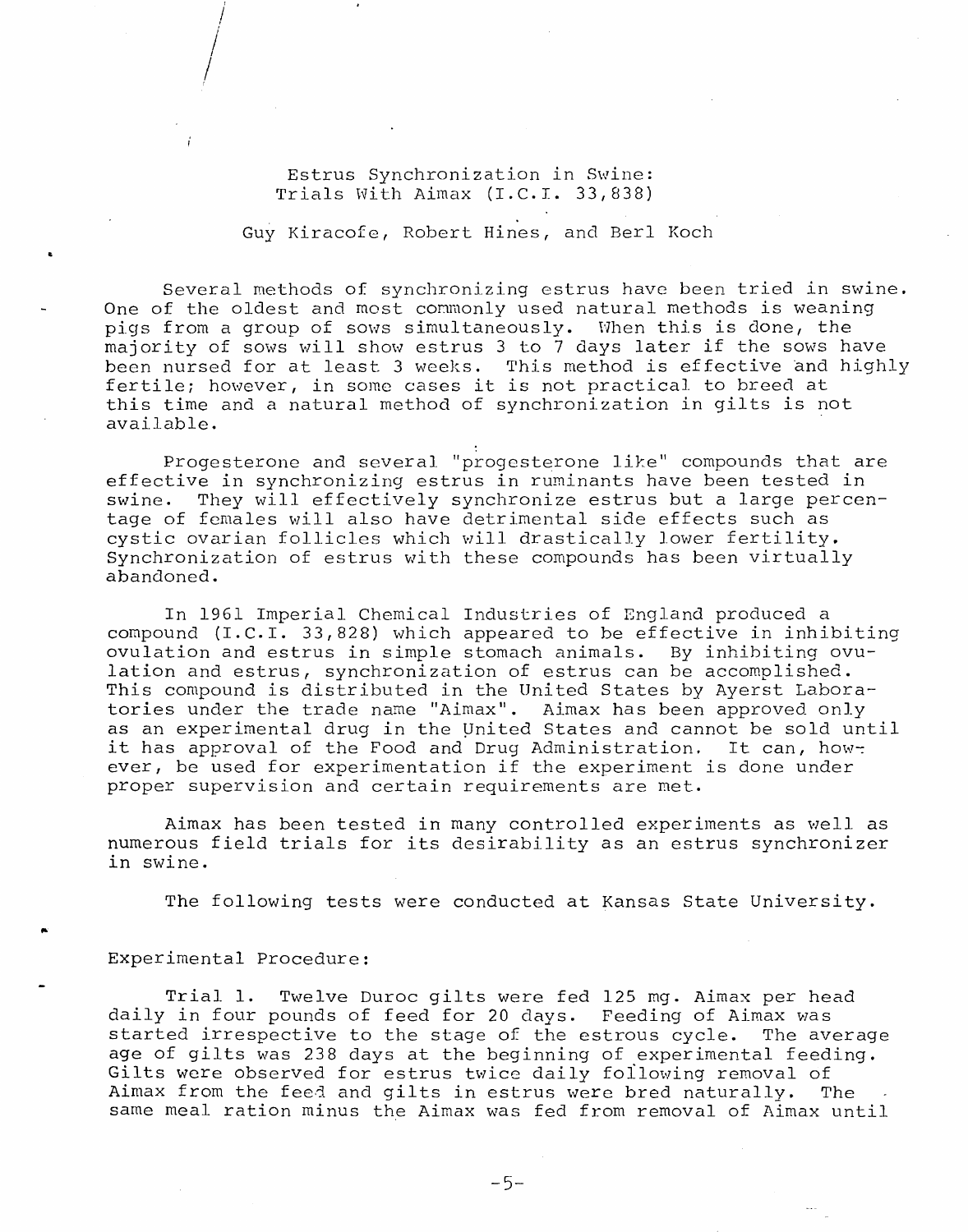# Estrus Synchronization in Swine: Trials With Aimax (I.C.I. 33,838)

Guy Kiracofe, Robert Hines, and Berl Koch

Several methods of synchronizing estrus have been tried in swine. One of the oldest and most commonly used natural methods is weaning pigs from a group of sows simultaneously. When this is done, the majority of sows will show estrus 3 to 7 days later if the sows have been nursed for at least 3 weeks. This method is effective and highly fertile; however, in some cases it is not practical to breed at this time and a natural method of synchronization in gilts is not available.

Progesterone and several "progesterone like" compounds that are effective in synchronizing estrus in ruminants have been tested in swine. They will effectively synchronize estrus but a large percentage of females will also have detrimental side effects such as cystic ovarian follicles which will drastically lower fertility. Synchronization of estrus with these compounds has been virtually abandoned.

In 1961 Imperial Chemical Industries of England produced a compound (I.C.I. 33,828) which appeared to be effective in inhibiting ovulation and estrus in simple stomach animals. By inhibiting ovulation and estrus, synchronization of estrus can be accomplished. This compound is distributed in the United States by Ayerst Laboratories under the trade name "Aimax". Aimax has been approved only as an experimental drug in the United States and cannot be sold until it has approval of the Food and Drug Administration. It can, however, be used for experimentation if the experiment is done under proper supervision and certain requirements are met.

Aimax has been tested in many controlled experiments as well as numerous field trials for its desirability as an estrus synchronizer in swine.

The following tests were conducted at Kansas State University.

## Experimental Procedure:

Trial 1. Twelve Duroc gilts were fed 125 mg. Aimax per head daily in four pounds of feed for 20 days. Feeding of Aimax was started irrespective to the stage of the estrous cycle. The average age of gilts was 238 days at the beginning of experimental feeding. Gilts were observed for estrus twice daily following removal of Aimax from the feed and gilts in estrus were bred naturally. The same meal ration minus the Aimax was fed from removal of Aimax until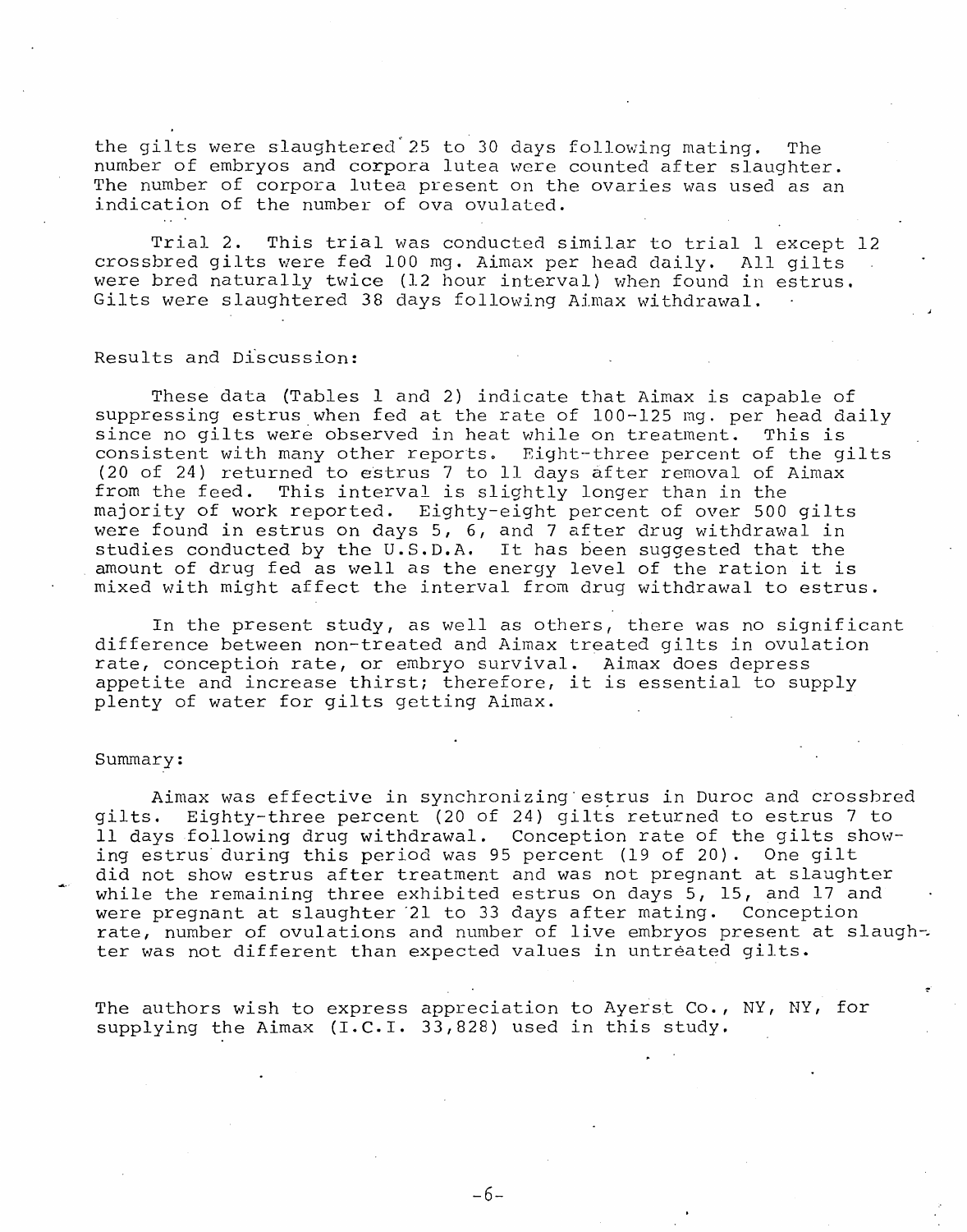the gilts were slaughtered 25 to 30 days following mating. The number of embryos and corpora lutea were counted after slaughter. The number of corpora lutea present on the ovaries was used as an indication of the number of ova ovulated.

Trial 2. This trial was conducted similar to trial 1 except 12 crossbred gilts were fed 100 mg. Aimax per head daily. All gilts were bred naturally twice (12 hour interval) when found in estrus. Gilts were slaughtered 38 days following Aimax withdrawal.

Results and Discussion:

These data (Tables 1 and 2) indicate that Aimax is capable of suppressing estrus when fed at the rate of 100-125 mg. per head daily since no gilts were observed in heat while on treatment. This is consistent with many other reports. Eight-three percent of the gilts (20 of 24) returned to estrus 7 to 11 days after removal of Aimax from the feed. This interval is slightly longer than in the majority of work reported. Eighty-eight percent of over 500 gilts were found in estrus on days 5, 6, and 7 after drug withdrawal in studies conducted by the U.S.D.A. It has been suggested that the amount of drug fed as well as the energy level of the ration it is mixed with might affect the interval from drug withdrawal to estrus.

In the present study, as well as others, there was no significant difference between non-treated and Aimax treated gilts in ovulation rate, conception rate, or embryo survival. Aimax does depress appetite and increase thirst; therefore, it is essential to supply plenty of water for gilts getting Aimax.

Summary:

Aimax was effective in synchronizing estrus in Duroc and crossbred gilts. Eighty-three percent (20 of 24) gilts returned to estrus 7 to 11 days following drug withdrawal. Conception rate of the gilts showing estrus during this period was 95 percent (19 of 20). One gilt did not show estrus after treatment and was not pregnant at slaughter while the remaining three exhibited estrus on days 5, 15, and 17 and were pregnant at slaughter 21 to 33 days after mating. Conception rate, number of ovulations and number of live embryos present at slaughter was not different than expected values in untreated gilts.

The authors wish to express appreciation to Ayerst Co., NY, NY, for supplying the Aimax (I.C.I. 33,828) used in this study.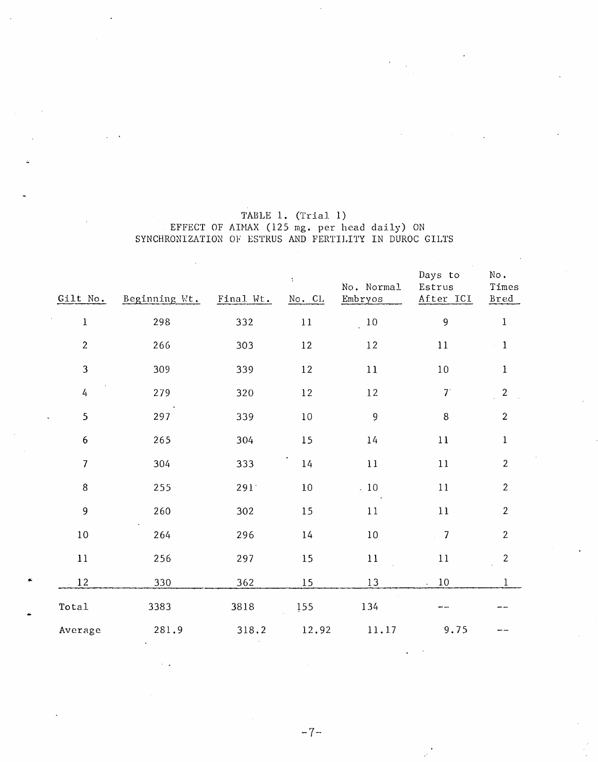TABLE 1. (Trial 1)
EFFECT OF AIMAX (125 mg. per head daily) ON
SYNCHRONIZATION OF ESTRUS AND FERTILITY IN DUROC GILTS

| Gilt No. | Beginning Wt. | Final Wt. | No. CL | No. Normal Embryos | Days to Estrus After ICI | No. Times Bred |
|---|---|---|---|---|---|---|
| 1 | 298 | 332 | 11 | 10 | 9 | 1 |
| 2 | 266 | 303 | 12 | 12 | 11 | 1 |
| 3 | 309 | 339 | 12 | 11 | 10 | 1 |
| 4 | 279 | 320 | 12 | 12 | 7 | 2 |
| 5 | 297 | 339 | 10 | 9 | 8 | 2 |
| 6 | 265 | 304 | 15 | 14 | 11 | 1 |
| 7 | 304 | 333 | 14 | 11 | 11 | 2 |
| 8 | 255 | 291 | 10 | 10 | 11 | 2 |
| 9 | 260 | 302 | 15 | 11 | 11 | 2 |
| 10 | 264 | 296 | 14 | 10 | 7 | 2 |
| 11 | 256 | 297 | 15 | 11 | 11 | 2 |
| 12 | 330 | 362 | 15 | 13 | 10 | 1 |
| Total | 3383 | 3818 | 155 | 134 | -- | -- |
| Average | 281.9 | 318.2 | 12.92 | 11.17 | 9.75 | -- |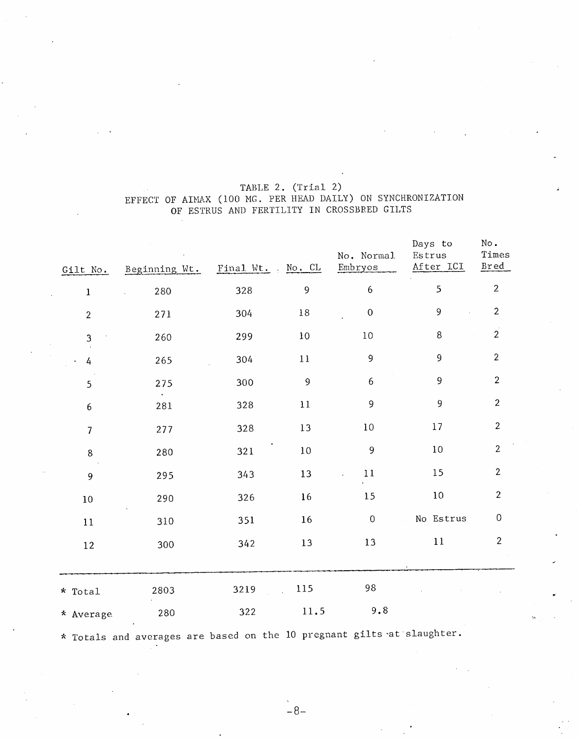TABLE 2. (Trial 2)
EFFECT OF AIMAX (100 MG. PER HEAD DAILY) ON SYNCHRONIZATION OF ESTRUS AND FERTILITY IN CROSSBRED GILTS

| Gilt No. | Beginning Wt. | Final Wt. | No. CL | No. Normal Embryos | Days to Estrus After ICI | No. Times Bred |
|---|---|---|---|---|---|---|
| 1 | 280 | 328 | 9 | 6 | 5 | 2 |
| 2 | 271 | 304 | 18 | 0 | 9 | 2 |
| 3 | 260 | 299 | 10 | 10 | 8 | 2 |
| 4 | 265 | 304 | 11 | 9 | 9 | 2 |
| 5 | 275 | 300 | 9 | 6 | 9 | 2 |
| 6 | 281 | 328 | 11 | 9 | 9 | 2 |
| 7 | 277 | 328 | 13 | 10 | 17 | 2 |
| 8 | 280 | 321 | 10 | 9 | 10 | 2 |
| 9 | 295 | 343 | 13 | 11 | 15 | 2 |
| 10 | 290 | 326 | 16 | 15 | 10 | 2 |
| 11 | 310 | 351 | 16 | 0 | No Estrus | 0 |
| 12 | 300 | 342 | 13 | 13 | 11 | 2 |
| * Total | 2803 | 3219 | 115 | 98 | | |
| * Average | 280 | 322 | 11.5 | 9.8 | | |

* Totals and averages are based on the 10 pregnant gilts at slaughter.